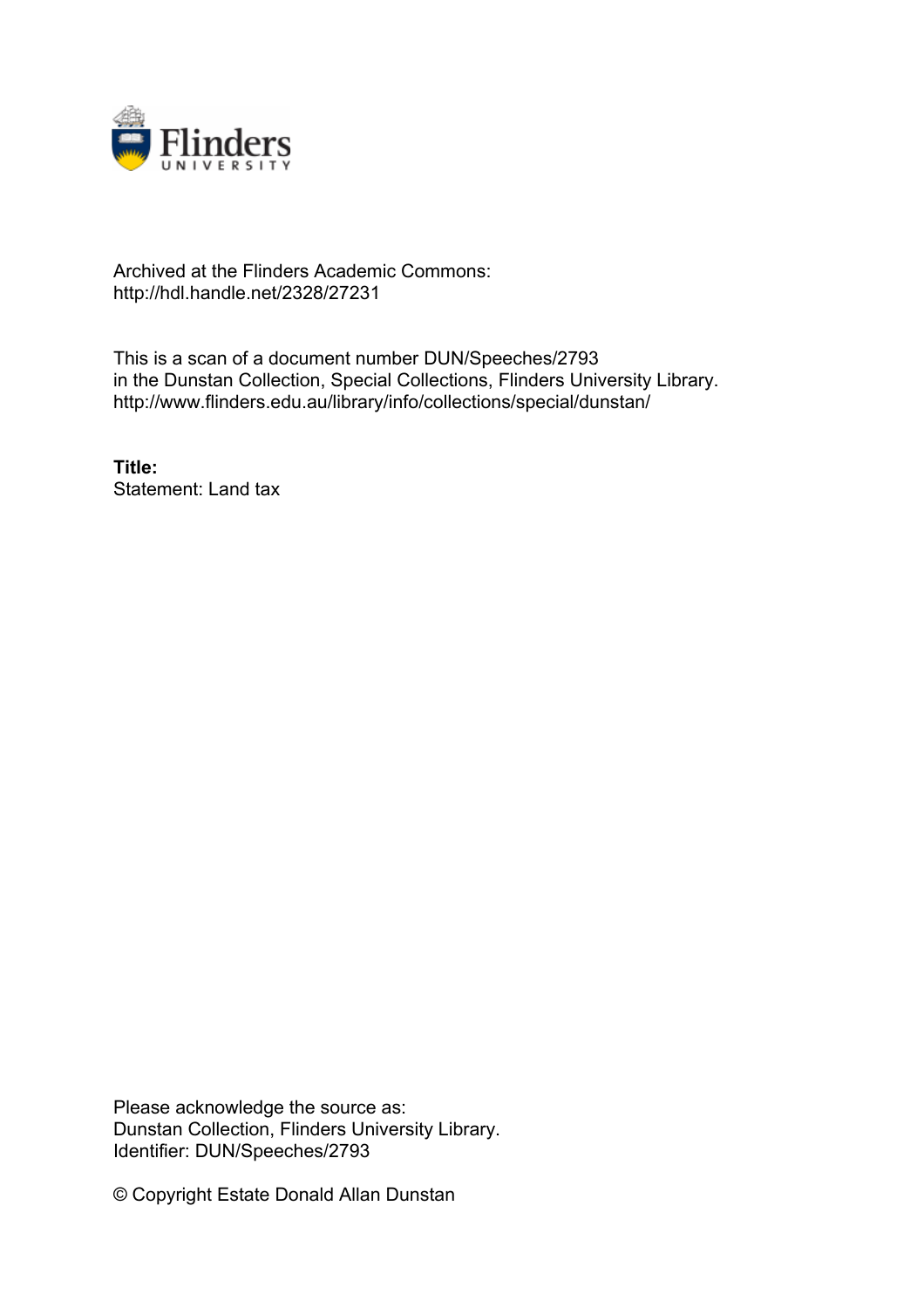Archived at the Flinders Academic Commons:
http://hdl.handle.net/2328/27231

This is a scan of a document number DUN/Speeches/2793
in the Dunstan Collection, Special Collections, Flinders University Library.
http://www.flinders.edu.au/library/info/collections/special/dunstan/

**Title:**
Statement: Land tax

Please acknowledge the source as:
Dunstan Collection, Flinders University Library.
Identifier: DUN/Speeches/2793

© Copyright Estate Donald Allan Dunstan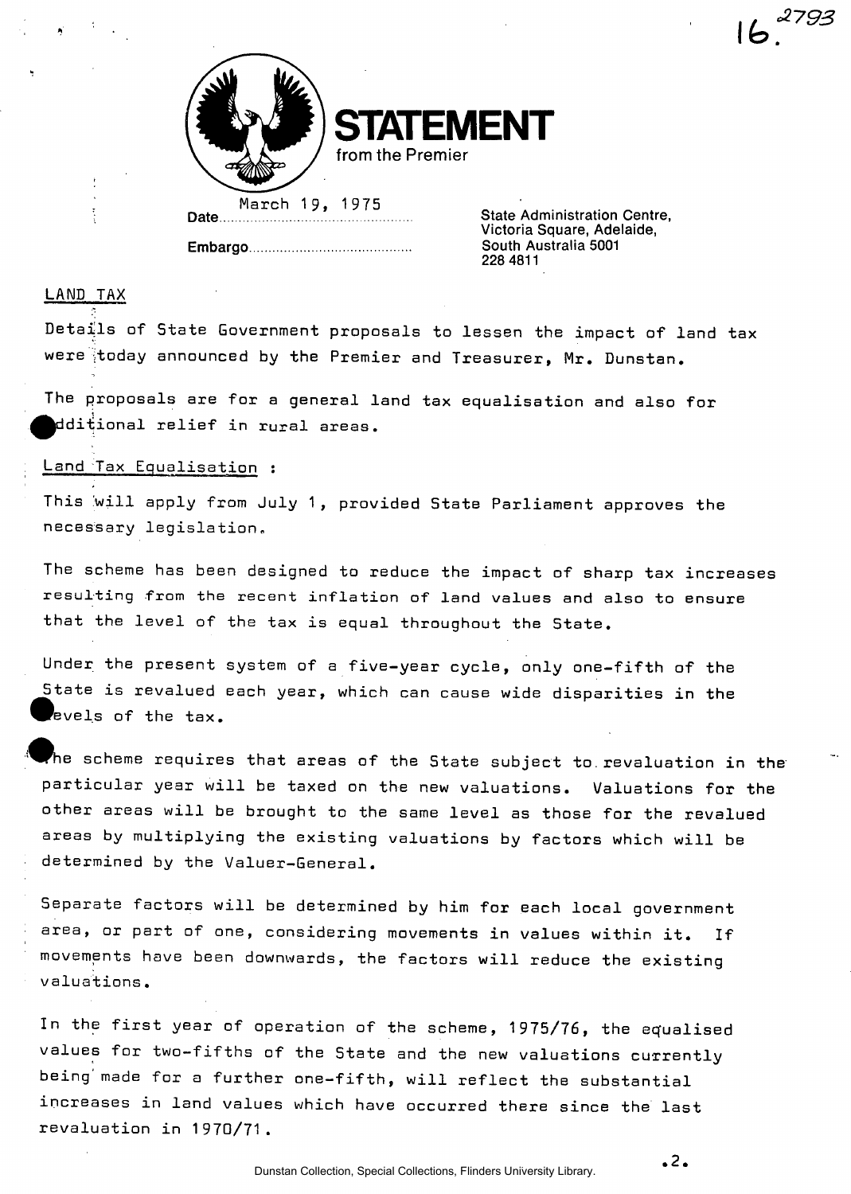# STATEMENT

from the Premier

Date March 19, 1975

Embargo

State Administration Centre,
Victoria Square, Adelaide,
South Australia 5001
228 4811

LAND TAX

Details of State Government proposals to lessen the impact of land tax were today announced by the Premier and Treasurer, Mr. Dunstan.

The proposals are for a general land tax equalisation and also for additional relief in rural areas.

Land Tax Equalisation :

This will apply from July 1, provided State Parliament approves the necessary legislation.

The scheme has been designed to reduce the impact of sharp tax increases resulting from the recent inflation of land values and also to ensure that the level of the tax is equal throughout the State.

Under the present system of a five-year cycle, only one-fifth of the State is revalued each year, which can cause wide disparities in the levels of the tax.

The scheme requires that areas of the State subject to revaluation in the particular year will be taxed on the new valuations. Valuations for the other areas will be brought to the same level as those for the revalued areas by multiplying the existing valuations by factors which will be determined by the Valuer-General.

Separate factors will be determined by him for each local government area, or part of one, considering movements in values within it. If movements have been downwards, the factors will reduce the existing valuations.

In the first year of operation of the scheme, 1975/76, the equalised values for two-fifths of the State and the new valuations currently being made for a further one-fifth, will reflect the substantial increases in land values which have occurred there since the last revaluation in 1970/71.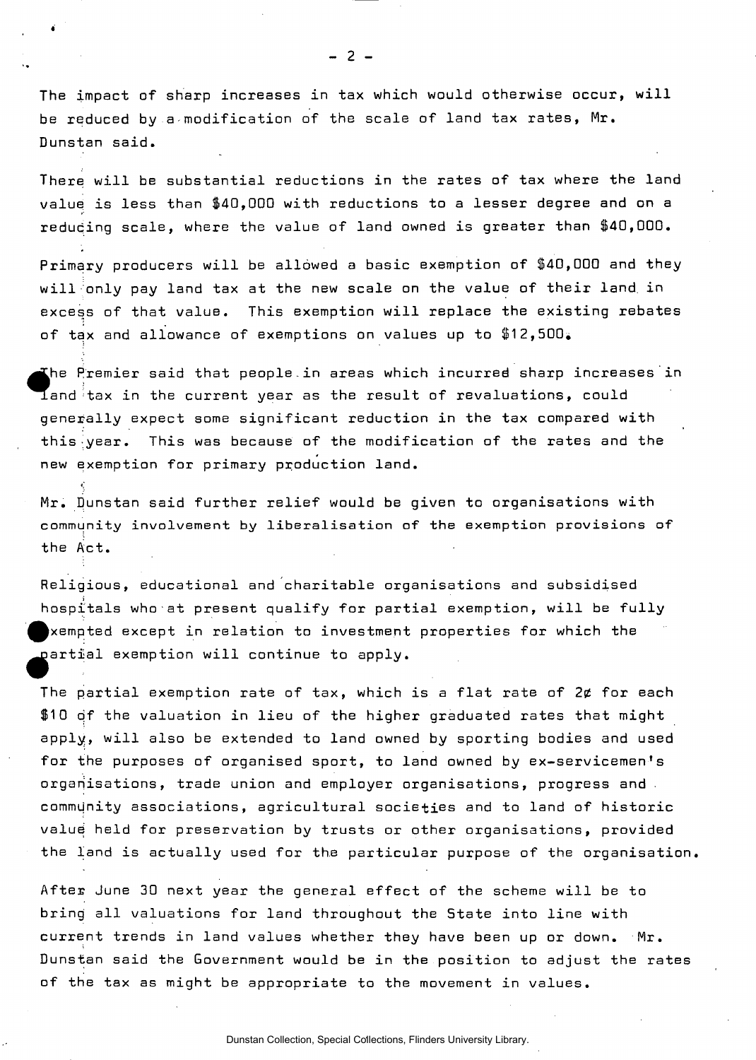The impact of sharp increases in tax which would otherwise occur, will be reduced by a modification of the scale of land tax rates, Mr. Dunstan said.

There will be substantial reductions in the rates of tax where the land value is less than $40,000 with reductions to a lesser degree and on a reducing scale, where the value of land owned is greater than $40,000.

Primary producers will be allowed a basic exemption of $40,000 and they will only pay land tax at the new scale on the value of their land in excess of that value. This exemption will replace the existing rebates of tax and allowance of exemptions on values up to $12,500.

The Premier said that people in areas which incurred sharp increases in land tax in the current year as the result of revaluations, could generally expect some significant reduction in the tax compared with this year. This was because of the modification of the rates and the new exemption for primary production land.

Mr. Dunstan said further relief would be given to organisations with community involvement by liberalisation of the exemption provisions of the Act.

Religious, educational and charitable organisations and subsidised hospitals who at present qualify for partial exemption, will be fully exempted except in relation to investment properties for which the partial exemption will continue to apply.

The partial exemption rate of tax, which is a flat rate of 2¢ for each $10 of the valuation in lieu of the higher graduated rates that might apply, will also be extended to land owned by sporting bodies and used for the purposes of organised sport, to land owned by ex-servicemen's organisations, trade union and employer organisations, progress and community associations, agricultural societies and to land of historic value held for preservation by trusts or other organisations, provided the land is actually used for the particular purpose of the organisation.

After June 30 next year the general effect of the scheme will be to bring all valuations for land throughout the State into line with current trends in land values whether they have been up or down. Mr. Dunstan said the Government would be in the position to adjust the rates of the tax as might be appropriate to the movement in values.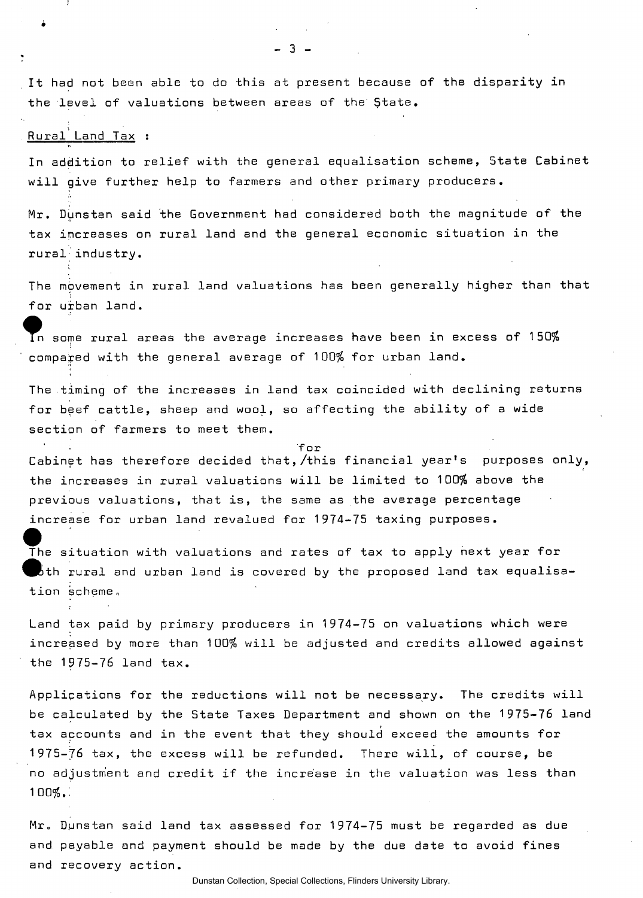It had not been able to do this at present because of the disparity in the level of valuations between areas of the State.

Rural Land Tax :

In addition to relief with the general equalisation scheme, State Cabinet will give further help to farmers and other primary producers.

Mr. Dunstan said the Government had considered both the magnitude of the tax increases on rural land and the general economic situation in the rural industry.

The movement in rural land valuations has been generally higher than that for urban land.

In some rural areas the average increases have been in excess of 150% compared with the general average of 100% for urban land.

The timing of the increases in land tax coincided with declining returns for beef cattle, sheep and wool, so affecting the ability of a wide section of farmers to meet them.

Cabinet has therefore decided that, for this financial year's purposes only, the increases in rural valuations will be limited to 100% above the previous valuations, that is, the same as the average percentage increase for urban land revalued for 1974-75 taxing purposes.

The situation with valuations and rates of tax to apply next year for both rural and urban land is covered by the proposed land tax equalisation scheme.

Land tax paid by primary producers in 1974-75 on valuations which were increased by more than 100% will be adjusted and credits allowed against the 1975-76 land tax.

Applications for the reductions will not be necessary. The credits will be calculated by the State Taxes Department and shown on the 1975-76 land tax accounts and in the event that they should exceed the amounts for 1975-76 tax, the excess will be refunded. There will, of course, be no adjustment and credit if the increase in the valuation was less than 100%.

Mr. Dunstan said land tax assessed for 1974-75 must be regarded as due and payable and payment should be made by the due date to avoid fines and recovery action.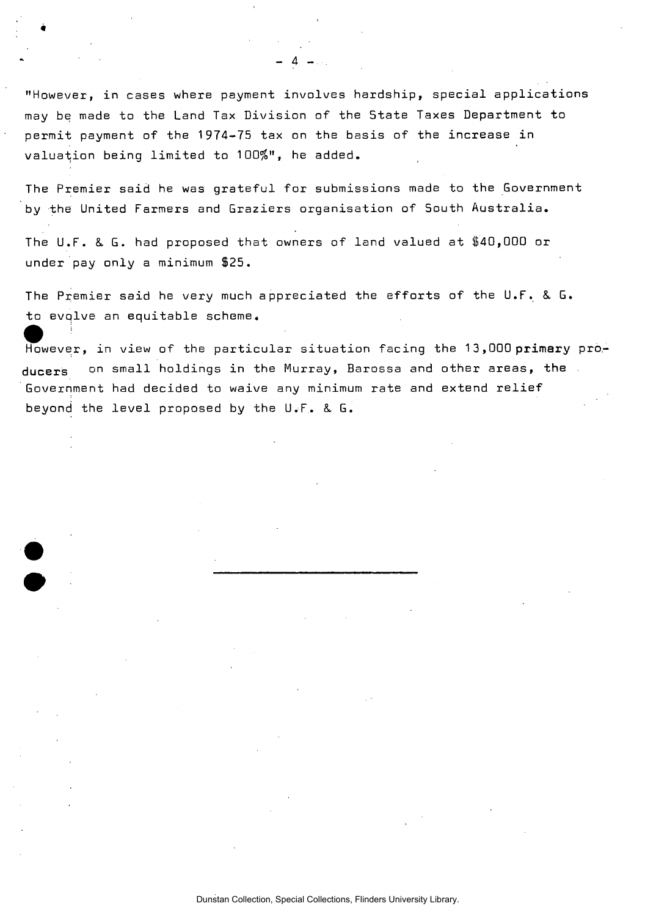"However, in cases where payment involves hardship, special applications may be made to the Land Tax Division of the State Taxes Department to permit payment of the 1974-75 tax on the basis of the increase in valuation being limited to 100%", he added.

The Premier said he was grateful for submissions made to the Government by the United Farmers and Graziers organisation of South Australia.

The U.F. & G. had proposed that owners of land valued at $40,000 or under pay only a minimum $25.

The Premier said he very much appreciated the efforts of the U.F. & G. to evolve an equitable scheme.

However, in view of the particular situation facing the 13,000 primary producers on small holdings in the Murray, Barossa and other areas, the Government had decided to waive any minimum rate and extend relief beyond the level proposed by the U.F. & G.

---

Dunstan Collection, Special Collections, Flinders University Library.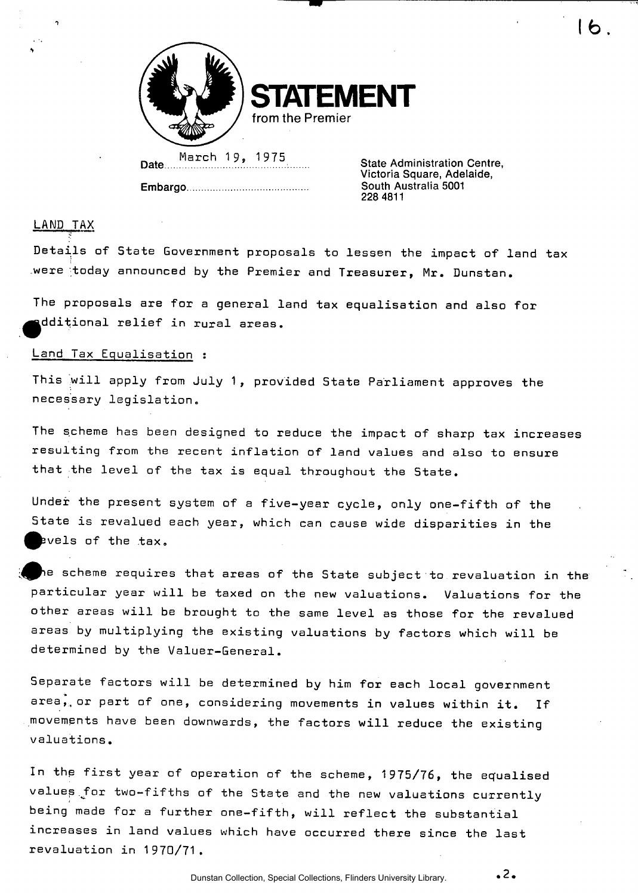**STATEMENT**
from the Premier

Date March 19, 1975

Embargo

State Administration Centre,
Victoria Square, Adelaide,
South Australia 5001
228 4811

LAND TAX

Details of State Government proposals to lessen the impact of land tax were today announced by the Premier and Treasurer, Mr. Dunstan.

The proposals are for a general land tax equalisation and also for additional relief in rural areas.

Land Tax Equalisation :

This will apply from July 1, provided State Parliament approves the necessary legislation.

The scheme has been designed to reduce the impact of sharp tax increases resulting from the recent inflation of land values and also to ensure that the level of the tax is equal throughout the State.

Under the present system of a five-year cycle, only one-fifth of the State is revalued each year, which can cause wide disparities in the levels of the tax.

The scheme requires that areas of the State subject to revaluation in the particular year will be taxed on the new valuations. Valuations for the other areas will be brought to the same level as those for the revalued areas by multiplying the existing valuations by factors which will be determined by the Valuer-General.

Separate factors will be determined by him for each local government area, or part of one, considering movements in values within it. If movements have been downwards, the factors will reduce the existing valuations.

In the first year of operation of the scheme, 1975/76, the equalised values for two-fifths of the State and the new valuations currently being made for a further one-fifth, will reflect the substantial increases in land values which have occurred there since the last revaluation in 1970/71.

Dunstan Collection, Special Collections, Flinders University Library.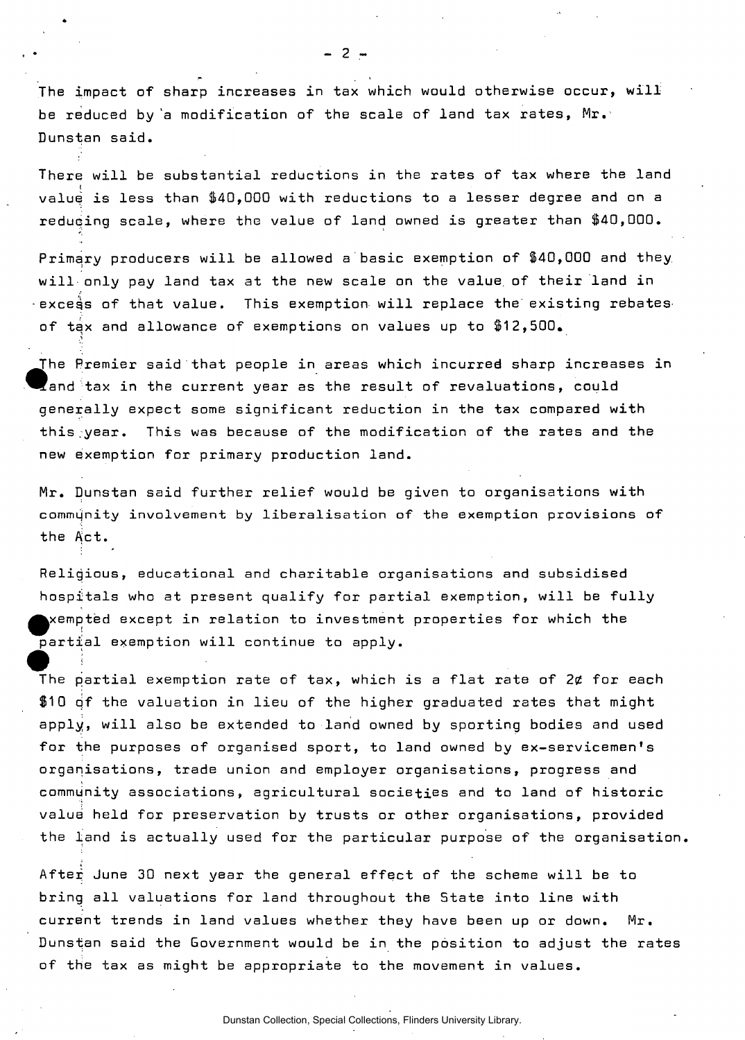The impact of sharp increases in tax which would otherwise occur, will be reduced by a modification of the scale of land tax rates, Mr. Dunstan said.

There will be substantial reductions in the rates of tax where the land value is less than $40,000 with reductions to a lesser degree and on a reducing scale, where the value of land owned is greater than $40,000.

Primary producers will be allowed a basic exemption of $40,000 and they will only pay land tax at the new scale on the value of their land in excess of that value. This exemption will replace the existing rebates of tax and allowance of exemptions on values up to $12,500.

The Premier said that people in areas which incurred sharp increases in land tax in the current year as the result of revaluations, could generally expect some significant reduction in the tax compared with this year. This was because of the modification of the rates and the new exemption for primary production land.

Mr. Dunstan said further relief would be given to organisations with community involvement by liberalisation of the exemption provisions of the Act.

Religious, educational and charitable organisations and subsidised hospitals who at present qualify for partial exemption, will be fully exempted except in relation to investment properties for which the partial exemption will continue to apply.

The partial exemption rate of tax, which is a flat rate of 2¢ for each $10 of the valuation in lieu of the higher graduated rates that might apply, will also be extended to land owned by sporting bodies and used for the purposes of organised sport, to land owned by ex-servicemen's organisations, trade union and employer organisations, progress and community associations, agricultural societies and to land of historic value held for preservation by trusts or other organisations, provided the land is actually used for the particular purpose of the organisation.

After June 30 next year the general effect of the scheme will be to bring all valuations for land throughout the State into line with current trends in land values whether they have been up or down. Mr. Dunstan said the Government would be in the position to adjust the rates of the tax as might be appropriate to the movement in values.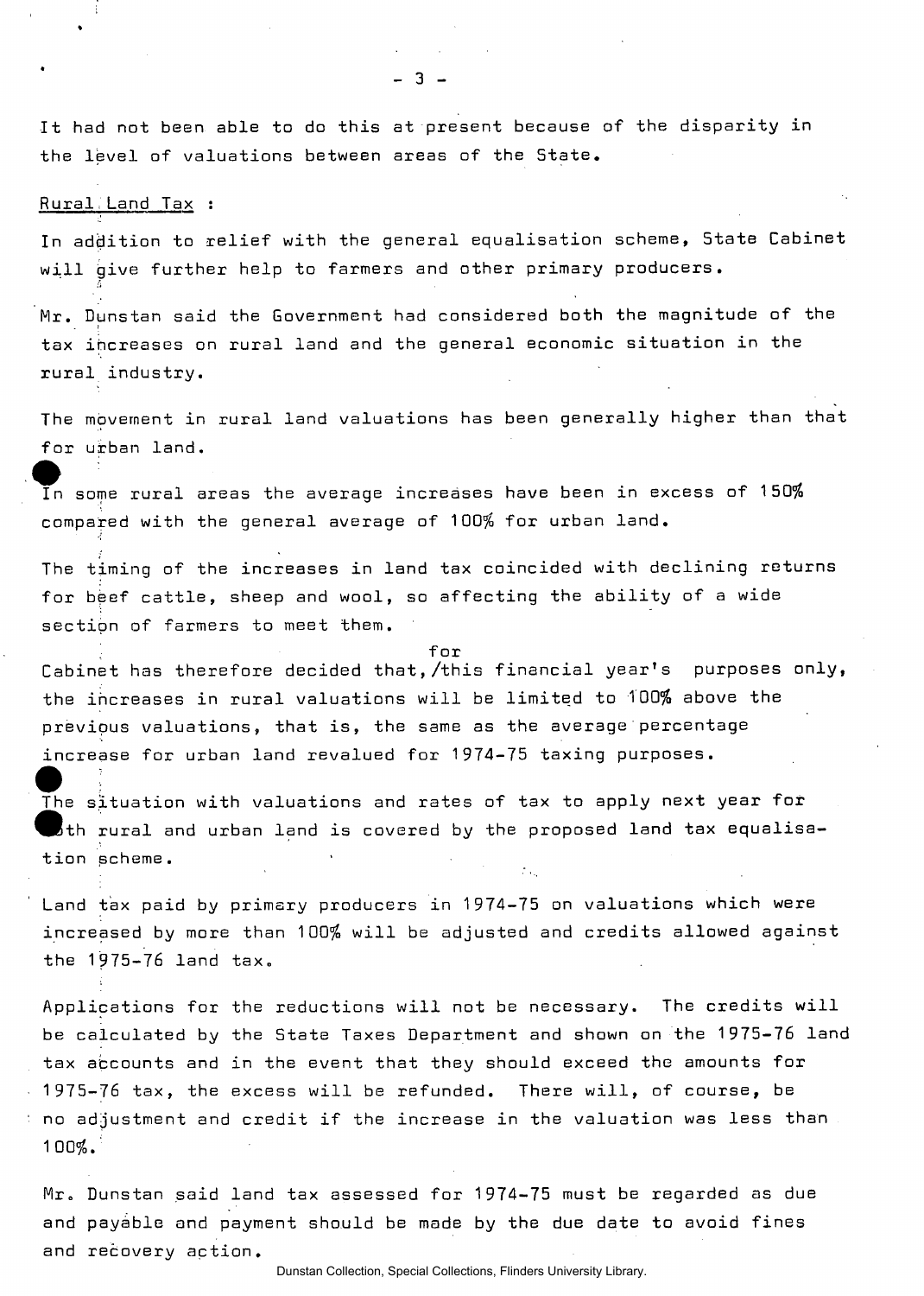It had not been able to do this at present because of the disparity in the level of valuations between areas of the State.

Rural Land Tax :

In addition to relief with the general equalisation scheme, State Cabinet will give further help to farmers and other primary producers.

Mr. Dunstan said the Government had considered both the magnitude of the tax increases on rural land and the general economic situation in the rural industry.

The movement in rural land valuations has been generally higher than that for urban land.

In some rural areas the average increases have been in excess of 150% compared with the general average of 100% for urban land.

The timing of the increases in land tax coincided with declining returns for beef cattle, sheep and wool, so affecting the ability of a wide section of farmers to meet them.

Cabinet has therefore decided that, for this financial year's purposes only, the increases in rural valuations will be limited to 100% above the previous valuations, that is, the same as the average percentage increase for urban land revalued for 1974-75 taxing purposes.

The situation with valuations and rates of tax to apply next year for both rural and urban land is covered by the proposed land tax equalisation scheme.

Land tax paid by primary producers in 1974-75 on valuations which were increased by more than 100% will be adjusted and credits allowed against the 1975-76 land tax.

Applications for the reductions will not be necessary. The credits will be calculated by the State Taxes Department and shown on the 1975-76 land tax accounts and in the event that they should exceed the amounts for 1975-76 tax, the excess will be refunded. There will, of course, be no adjustment and credit if the increase in the valuation was less than 100%.

Mr. Dunstan said land tax assessed for 1974-75 must be regarded as due and payable and payment should be made by the due date to avoid fines and recovery action.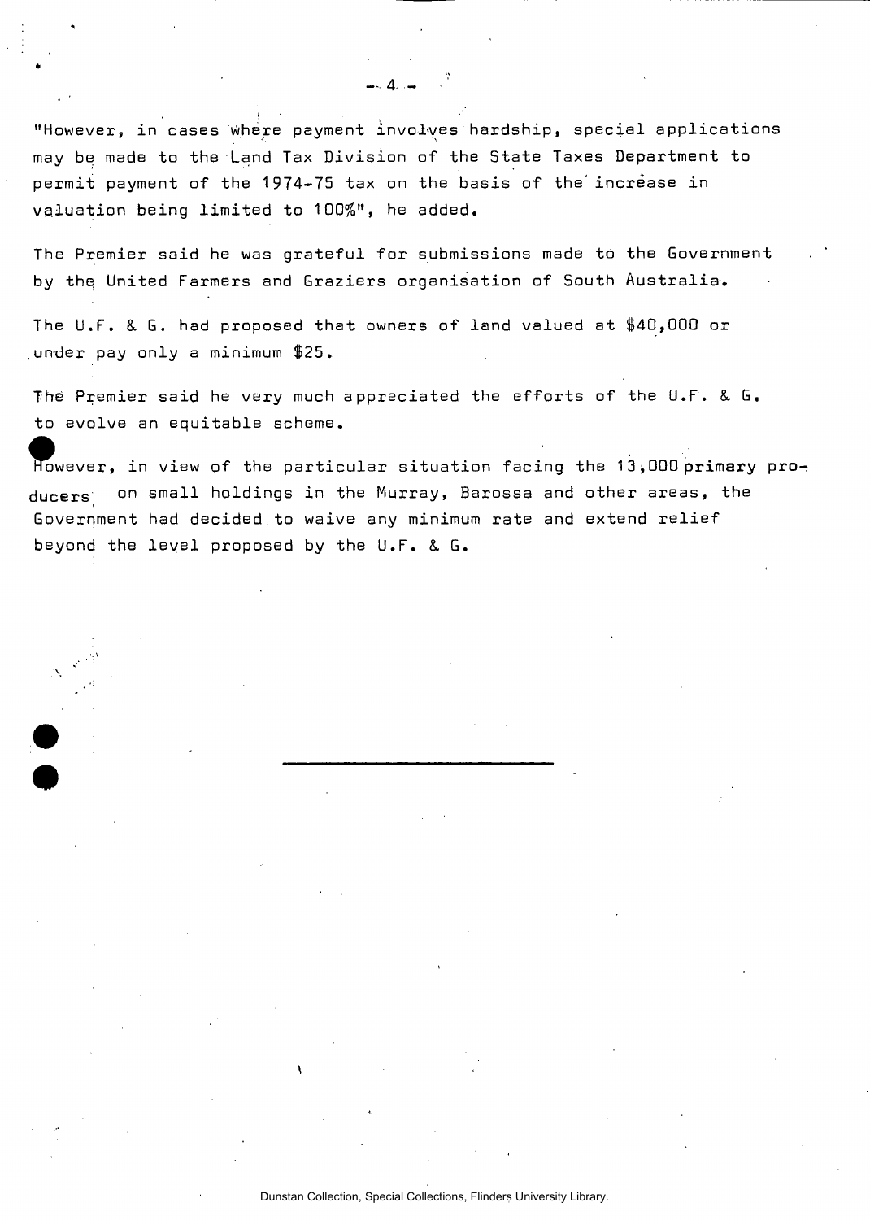"However, in cases where payment involves hardship, special applications may be made to the Land Tax Division of the State Taxes Department to permit payment of the 1974-75 tax on the basis of the increase in valuation being limited to 100%", he added.

The Premier said he was grateful for submissions made to the Government by the United Farmers and Graziers organisation of South Australia.

The U.F. & G. had proposed that owners of land valued at $40,000 or under pay only a minimum $25.

The Premier said he very much appreciated the efforts of the U.F. & G. to evolve an equitable scheme.

However, in view of the particular situation facing the 13,000 primary producers on small holdings in the Murray, Barossa and other areas, the Government had decided to waive any minimum rate and extend relief beyond the level proposed by the U.F. & G.

---

Dunstan Collection, Special Collections, Flinders University Library.